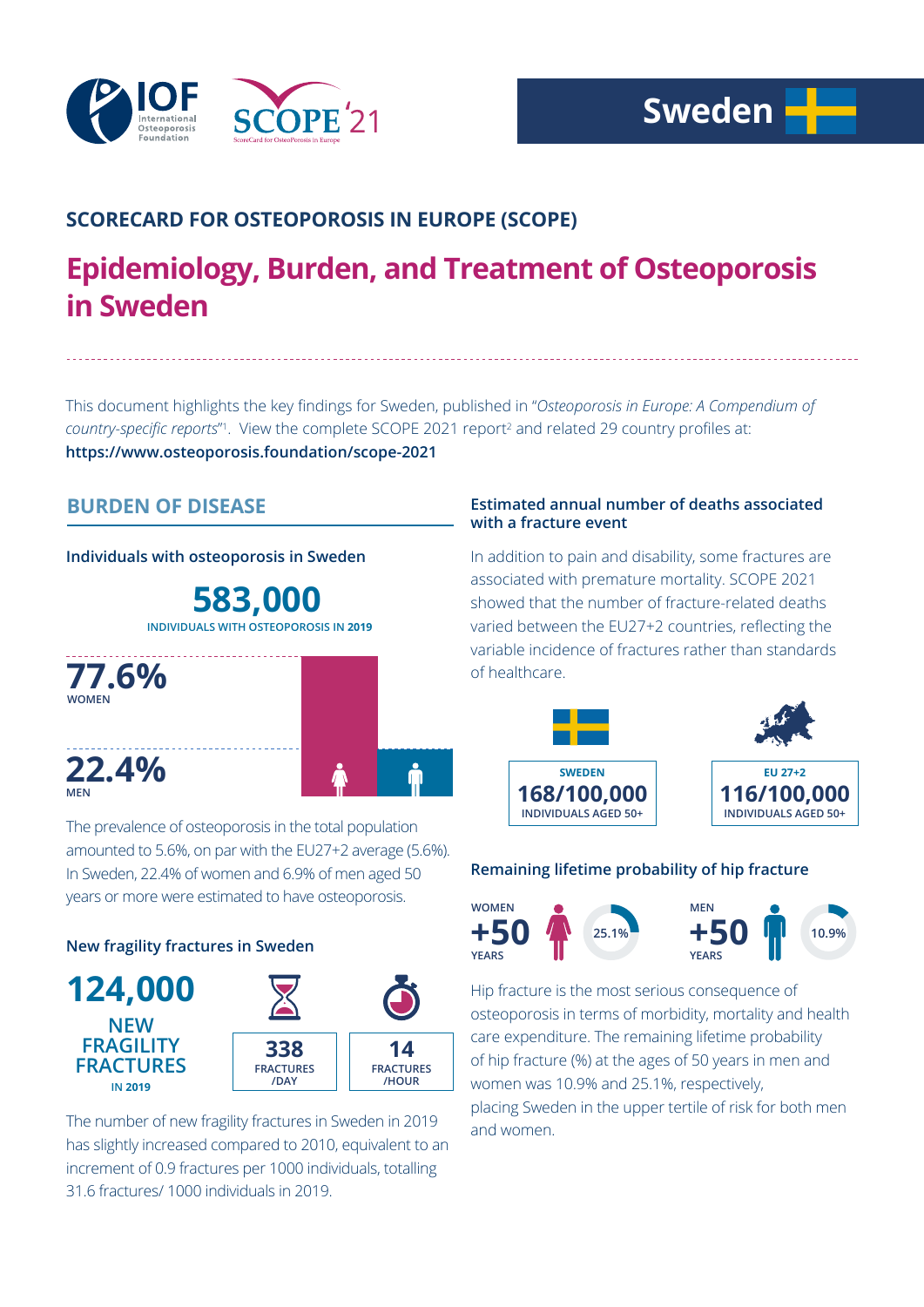Sweden

## SCORECARD FOR OSTEOPOROSIS IN EUROPE (SCOPE)

# Epidemiology, Burden, and Treatment of Osteoporosis in Sweden

This document highlights the key findings for Sweden, published in "*Osteoporosis in Europe: A Compendium of country-specific reports*"[1]. View the complete SCOPE 2021 report[2] and related 29 country profiles at: **https://www.osteoporosis.foundation/scope-2021**

## BURDEN OF DISEASE

### Individuals with osteoporosis in Sweden

**583,000**
INDIVIDUALS WITH OSTEOPOROSIS IN **2019**

**77.6%** WOMEN

**22.4%** MEN

The prevalence of osteoporosis in the total population amounted to 5.6%, on par with the EU27+2 average (5.6%). In Sweden, 22.4% of women and 6.9% of men aged 50 years or more were estimated to have osteoporosis.

### New fragility fractures in Sweden

**124,000**
NEW FRAGILITY FRACTURES
IN 2019

**338** FRACTURES /DAY

**14** FRACTURES /HOUR

The number of new fragility fractures in Sweden in 2019 has slightly increased compared to 2010, equivalent to an increment of 0.9 fractures per 1000 individuals, totalling 31.6 fractures/ 1000 individuals in 2019.

### Estimated annual number of deaths associated with a fracture event

In addition to pain and disability, some fractures are associated with premature mortality. SCOPE 2021 showed that the number of fracture-related deaths varied between the EU27+2 countries, reflecting the variable incidence of fractures rather than standards of healthcare.

| SWEDEN | EU 27+2 |
|---|---|
| **168/100,000** INDIVIDUALS AGED 50+ | **116/100,000** INDIVIDUALS AGED 50+ |

### Remaining lifetime probability of hip fracture

WOMEN **+50** YEARS: 25.1%

MEN **+50** YEARS: 10.9%

Hip fracture is the most serious consequence of osteoporosis in terms of morbidity, mortality and health care expenditure. The remaining lifetime probability of hip fracture (%) at the ages of 50 years in men and women was 10.9% and 25.1%, respectively, placing Sweden in the upper tertile of risk for both men and women.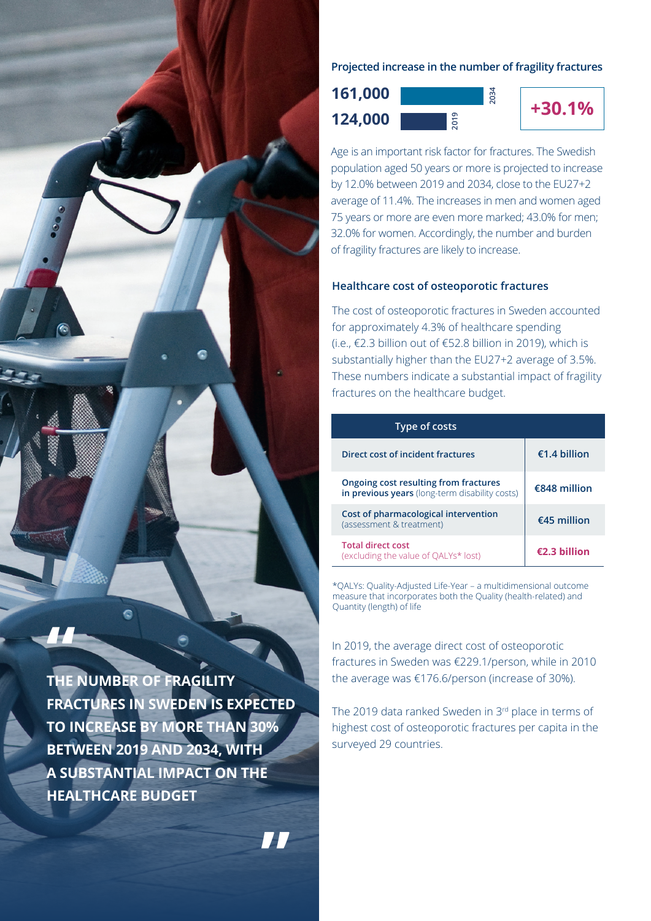> **THE NUMBER OF FRAGILITY FRACTURES IN SWEDEN IS EXPECTED TO INCREASE BY MORE THAN 30% BETWEEN 2019 AND 2034, WITH A SUBSTANTIAL IMPACT ON THE HEALTHCARE BUDGET**

### Projected increase in the number of fragility fractures

| Year | Number of fragility fractures |
|---|---|
| 2034 | 161,000 |
| 2019 | 124,000 |

**+30.1%**

Age is an important risk factor for fractures. The Swedish population aged 50 years or more is projected to increase by 12.0% between 2019 and 2034, close to the EU27+2 average of 11.4%. The increases in men and women aged 75 years or more are even more marked; 43.0% for men; 32.0% for women. Accordingly, the number and burden of fragility fractures are likely to increase.

### Healthcare cost of osteoporotic fractures

The cost of osteoporotic fractures in Sweden accounted for approximately 4.3% of healthcare spending (i.e., €2.3 billion out of €52.8 billion in 2019), which is substantially higher than the EU27+2 average of 3.5%. These numbers indicate a substantial impact of fragility fractures on the healthcare budget.

| Type of costs | |
|---|---|
| **Direct cost of incident fractures** | **€1.4 billion** |
| **Ongoing cost resulting from fractures in previous years** (long-term disability costs) | **€848 million** |
| **Cost of pharmacological intervention** (assessment & treatment) | **€45 million** |
| **Total direct cost** (excluding the value of QALYs* lost) | **€2.3 billion** |

*QALYs: Quality-Adjusted Life-Year – a multidimensional outcome measure that incorporates both the Quality (health-related) and Quantity (length) of life

In 2019, the average direct cost of osteoporotic fractures in Sweden was €229.1/person, while in 2010 the average was €176.6/person (increase of 30%).

The 2019 data ranked Sweden in 3rd place in terms of highest cost of osteoporotic fractures per capita in the surveyed 29 countries.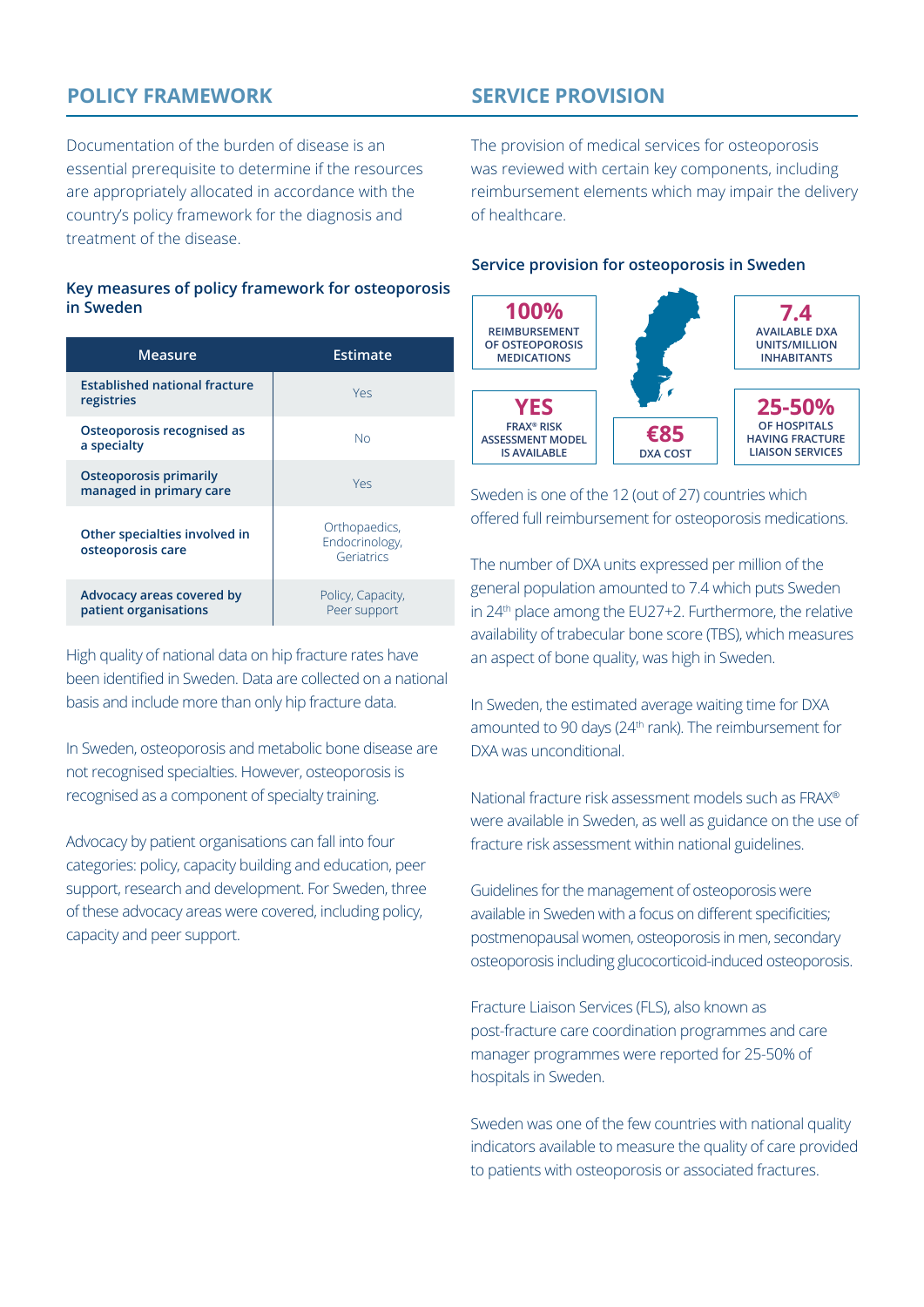## POLICY FRAMEWORK

Documentation of the burden of disease is an essential prerequisite to determine if the resources are appropriately allocated in accordance with the country's policy framework for the diagnosis and treatment of the disease.

### Key measures of policy framework for osteoporosis in Sweden

| Measure | Estimate |
|---|---|
| **Established national fracture registries** | Yes |
| **Osteoporosis recognised as a specialty** | No |
| **Osteoporosis primarily managed in primary care** | Yes |
| **Other specialties involved in osteoporosis care** | Orthopaedics, Endocrinology, Geriatrics |
| **Advocacy areas covered by patient organisations** | Policy, Capacity, Peer support |

High quality of national data on hip fracture rates have been identified in Sweden. Data are collected on a national basis and include more than only hip fracture data.

In Sweden, osteoporosis and metabolic bone disease are not recognised specialties. However, osteoporosis is recognised as a component of specialty training.

Advocacy by patient organisations can fall into four categories: policy, capacity building and education, peer support, research and development. For Sweden, three of these advocacy areas were covered, including policy, capacity and peer support.

## SERVICE PROVISION

The provision of medical services for osteoporosis was reviewed with certain key components, including reimbursement elements which may impair the delivery of healthcare.

### Service provision for osteoporosis in Sweden

- **100%** REIMBURSEMENT OF OSTEOPOROSIS MEDICATIONS
- **7.4** AVAILABLE DXA UNITS/MILLION INHABITANTS
- **YES** FRAX® RISK ASSESSMENT MODEL IS AVAILABLE
- **€85** DXA COST
- **25-50%** OF HOSPITALS HAVING FRACTURE LIAISON SERVICES

Sweden is one of the 12 (out of 27) countries which offered full reimbursement for osteoporosis medications.

The number of DXA units expressed per million of the general population amounted to 7.4 which puts Sweden in 24th place among the EU27+2. Furthermore, the relative availability of trabecular bone score (TBS), which measures an aspect of bone quality, was high in Sweden.

In Sweden, the estimated average waiting time for DXA amounted to 90 days (24th rank). The reimbursement for DXA was unconditional.

National fracture risk assessment models such as FRAX® were available in Sweden, as well as guidance on the use of fracture risk assessment within national guidelines.

Guidelines for the management of osteoporosis were available in Sweden with a focus on different specificities; postmenopausal women, osteoporosis in men, secondary osteoporosis including glucocorticoid-induced osteoporosis.

Fracture Liaison Services (FLS), also known as post-fracture care coordination programmes and care manager programmes were reported for 25-50% of hospitals in Sweden.

Sweden was one of the few countries with national quality indicators available to measure the quality of care provided to patients with osteoporosis or associated fractures.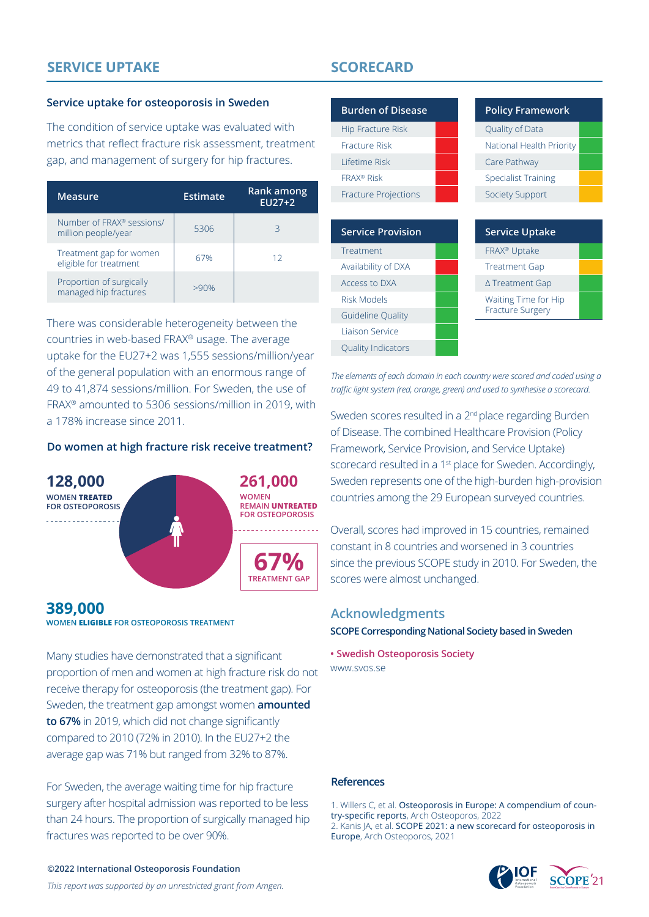## SERVICE UPTAKE

### Service uptake for osteoporosis in Sweden

The condition of service uptake was evaluated with metrics that reflect fracture risk assessment, treatment gap, and management of surgery for hip fractures.

| Measure | Estimate | Rank among EU27+2 |
|---|---|---|
| Number of FRAX® sessions/ million people/year | 5306 | 3 |
| Treatment gap for women eligible for treatment | 67% | 12 |
| Proportion of surgically managed hip fractures | >90% | |

There was considerable heterogeneity between the countries in web-based FRAX® usage. The average uptake for the EU27+2 was 1,555 sessions/million/year of the general population with an enormous range of 49 to 41,874 sessions/million. For Sweden, the use of FRAX® amounted to 5306 sessions/million in 2019, with a 178% increase since 2011.

### Do women at high fracture risk receive treatment?

**128,000**
WOMEN **TREATED** FOR OSTEOPOROSIS

**261,000**
WOMEN REMAIN **UNTREATED** FOR OSTEOPOROSIS

**67%**
TREATMENT GAP

**389,000**
WOMEN **ELIGIBLE** FOR OSTEOPOROSIS TREATMENT

Many studies have demonstrated that a significant proportion of men and women at high fracture risk do not receive therapy for osteoporosis (the treatment gap). For Sweden, the treatment gap amongst women **amounted to 67%** in 2019, which did not change significantly compared to 2010 (72% in 2010). In the EU27+2 the average gap was 71% but ranged from 32% to 87%.

For Sweden, the average waiting time for hip fracture surgery after hospital admission was reported to be less than 24 hours. The proportion of surgically managed hip fractures was reported to be over 90%.

## SCORECARD

| Burden of Disease | |
|---|---|
| Hip Fracture Risk | red |
| Fracture Risk | red |
| Lifetime Risk | red |
| FRAX® Risk | red |
| Fracture Projections | red |

| Policy Framework | |
|---|---|
| Quality of Data | green |
| National Health Priority | green |
| Care Pathway | green |
| Specialist Training | orange |
| Society Support | orange |

| Service Provision | |
|---|---|
| Treatment | green |
| Availability of DXA | red |
| Access to DXA | green |
| Risk Models | green |
| Guideline Quality | green |
| Liaison Service | green |
| Quality Indicators | green |

| Service Uptake | |
|---|---|
| FRAX® Uptake | green |
| Treatment Gap | orange |
| Δ Treatment Gap | green |
| Waiting Time for Hip Fracture Surgery | green |

*The elements of each domain in each country were scored and coded using a traffic light system (red, orange, green) and used to synthesise a scorecard.*

Sweden scores resulted in a 2nd place regarding Burden of Disease. The combined Healthcare Provision (Policy Framework, Service Provision, and Service Uptake) scorecard resulted in a 1st place for Sweden. Accordingly, Sweden represents one of the high-burden high-provision countries among the 29 European surveyed countries.

Overall, scores had improved in 15 countries, remained constant in 8 countries and worsened in 3 countries since the previous SCOPE study in 2010. For Sweden, the scores were almost unchanged.

## Acknowledgments

**SCOPE Corresponding National Society based in Sweden**

- **Swedish Osteoporosis Society**
  www.svos.se

### References

1. Willers C, et al. Osteoporosis in Europe: A compendium of country-specific reports, Arch Osteoporos, 2022
2. Kanis JA, et al. SCOPE 2021: a new scorecard for osteoporosis in Europe, Arch Osteoporos, 2021

**©2022 International Osteoporosis Foundation**

*This report was supported by an unrestricted grant from Amgen.*